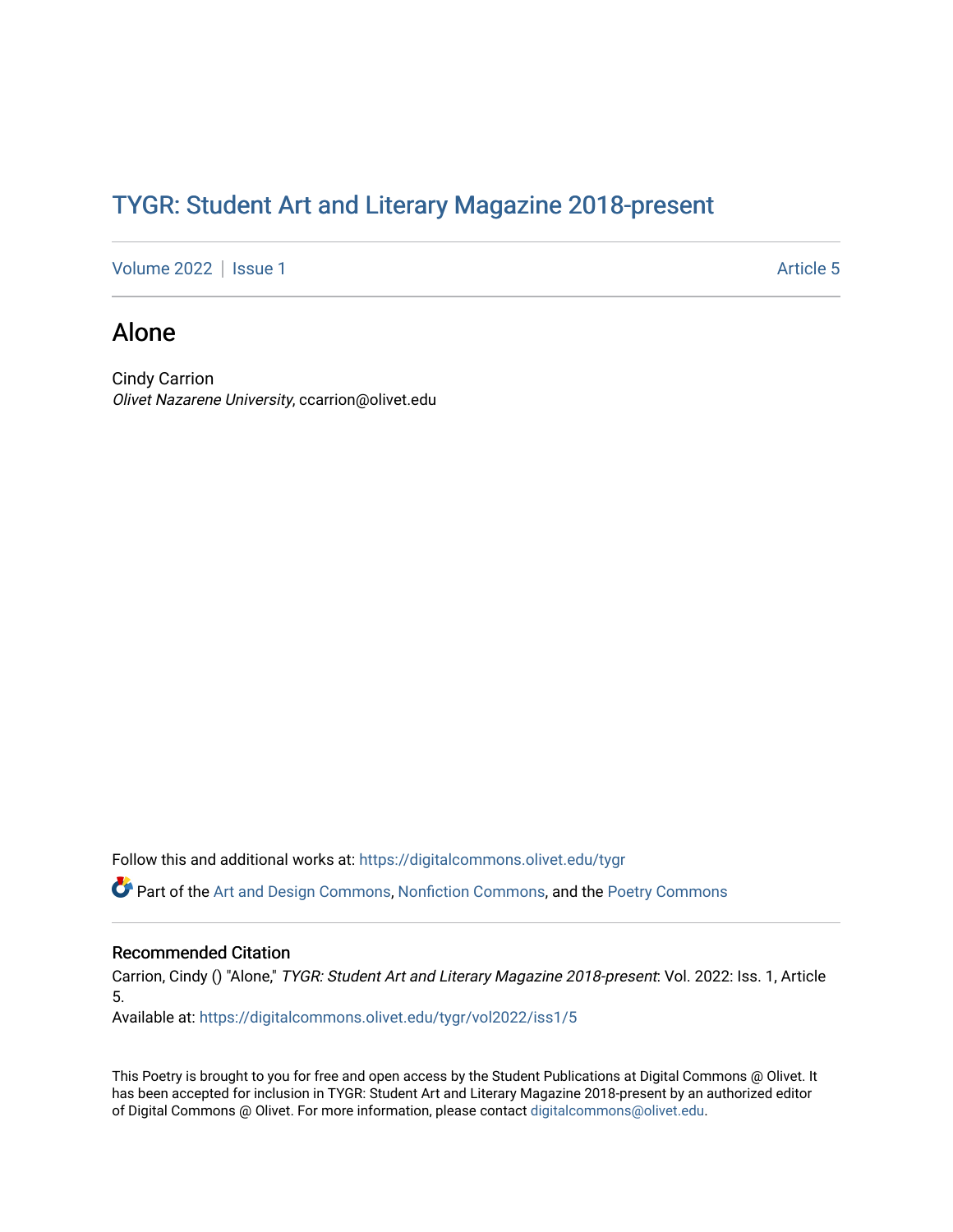# TYGR: Student Art and Literary Magazine 2018-present

Volume 2022 | Issue 1 Article 5

## Alone

Cindy Carrion
*Olivet Nazarene University*, ccarrion@olivet.edu

Follow this and additional works at: https://digitalcommons.olivet.edu/tygr

Part of the Art and Design Commons, Nonfiction Commons, and the Poetry Commons

### Recommended Citation

Carrion, Cindy () "Alone," *TYGR: Student Art and Literary Magazine 2018-present*: Vol. 2022: Iss. 1, Article 5.
Available at: https://digitalcommons.olivet.edu/tygr/vol2022/iss1/5

This Poetry is brought to you for free and open access by the Student Publications at Digital Commons @ Olivet. It has been accepted for inclusion in TYGR: Student Art and Literary Magazine 2018-present by an authorized editor of Digital Commons @ Olivet. For more information, please contact digitalcommons@olivet.edu.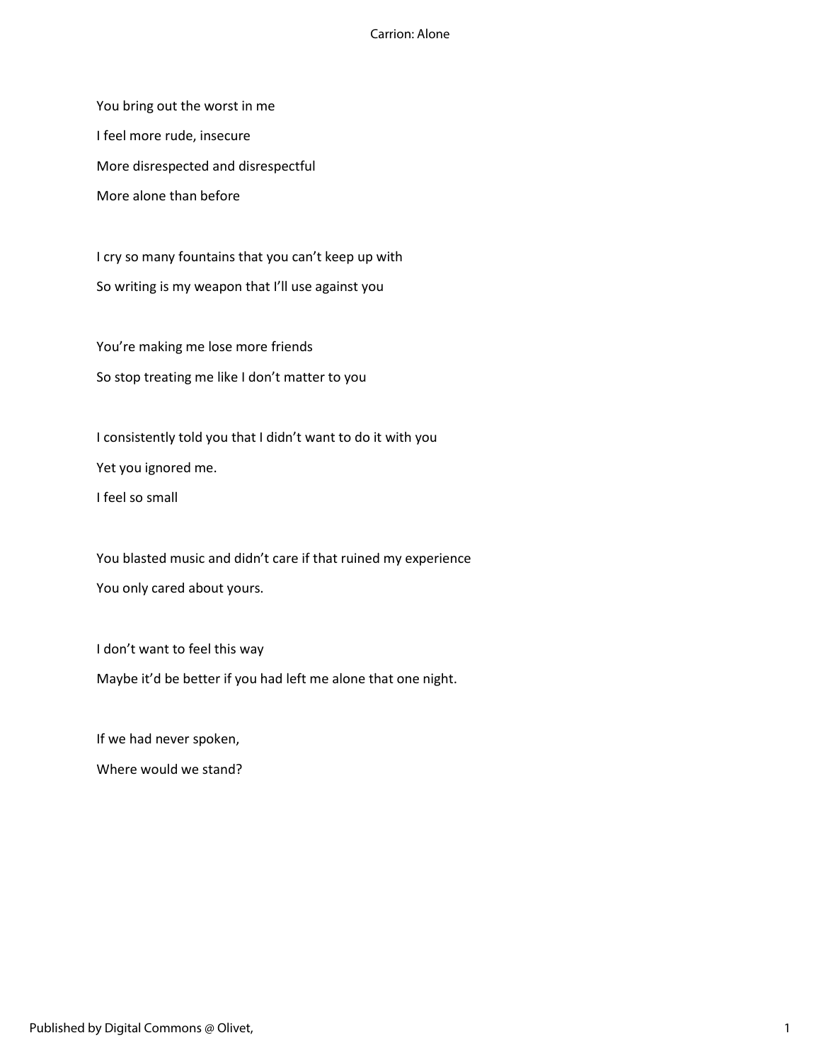You bring out the worst in me

I feel more rude, insecure

More disrespected and disrespectful

More alone than before

I cry so many fountains that you can't keep up with

So writing is my weapon that I'll use against you

You're making me lose more friends

So stop treating me like I don't matter to you

I consistently told you that I didn't want to do it with you

Yet you ignored me.

I feel so small

You blasted music and didn't care if that ruined my experience

You only cared about yours.

I don't want to feel this way

Maybe it'd be better if you had left me alone that one night.

If we had never spoken,

Where would we stand?